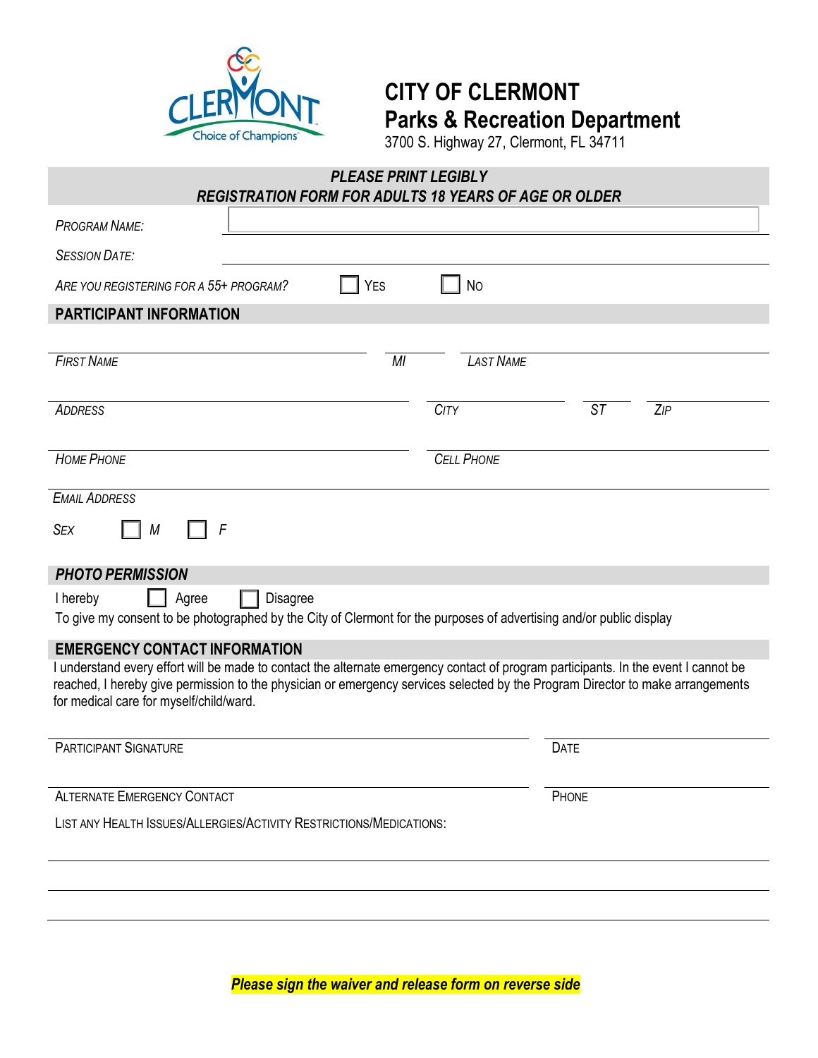CLERMONT
Choice of Champions

# CITY OF CLERMONT
## Parks & Recreation Department
3700 S. Highway 27, Clermont, FL 34711

***PLEASE PRINT LEGIBLY***
***REGISTRATION FORM FOR ADULTS 18 YEARS OF AGE OR OLDER***

*PROGRAM NAME:* ______________________________

*SESSION DATE:* ______________________________

*ARE YOU REGISTERING FOR A 55+ PROGRAM?* ☐ YES ☐ NO

## PARTICIPANT INFORMATION

*FIRST NAME* ______________ *MI* ____ *LAST NAME* ______________

*ADDRESS* ______________ *CITY* ______________ *ST* ____ *ZIP* ________

*HOME PHONE* ______________ *CELL PHONE* ______________

*EMAIL ADDRESS* ______________________________

*SEX* ☐ *M* ☐ *F*

## *PHOTO PERMISSION*

I hereby ☐ Agree ☐ Disagree

To give my consent to be photographed by the City of Clermont for the purposes of advertising and/or public display

## EMERGENCY CONTACT INFORMATION

I understand every effort will be made to contact the alternate emergency contact of program participants. In the event I cannot be reached, I hereby give permission to the physician or emergency services selected by the Program Director to make arrangements for medical care for myself/child/ward.

PARTICIPANT SIGNATURE ______________________________ DATE ______________

ALTERNATE EMERGENCY CONTACT ______________________________ PHONE ______________

LIST ANY HEALTH ISSUES/ALLERGIES/ACTIVITY RESTRICTIONS/MEDICATIONS:

______________________________________________________________

______________________________________________________________

______________________________________________________________

***Please sign the waiver and release form on reverse side***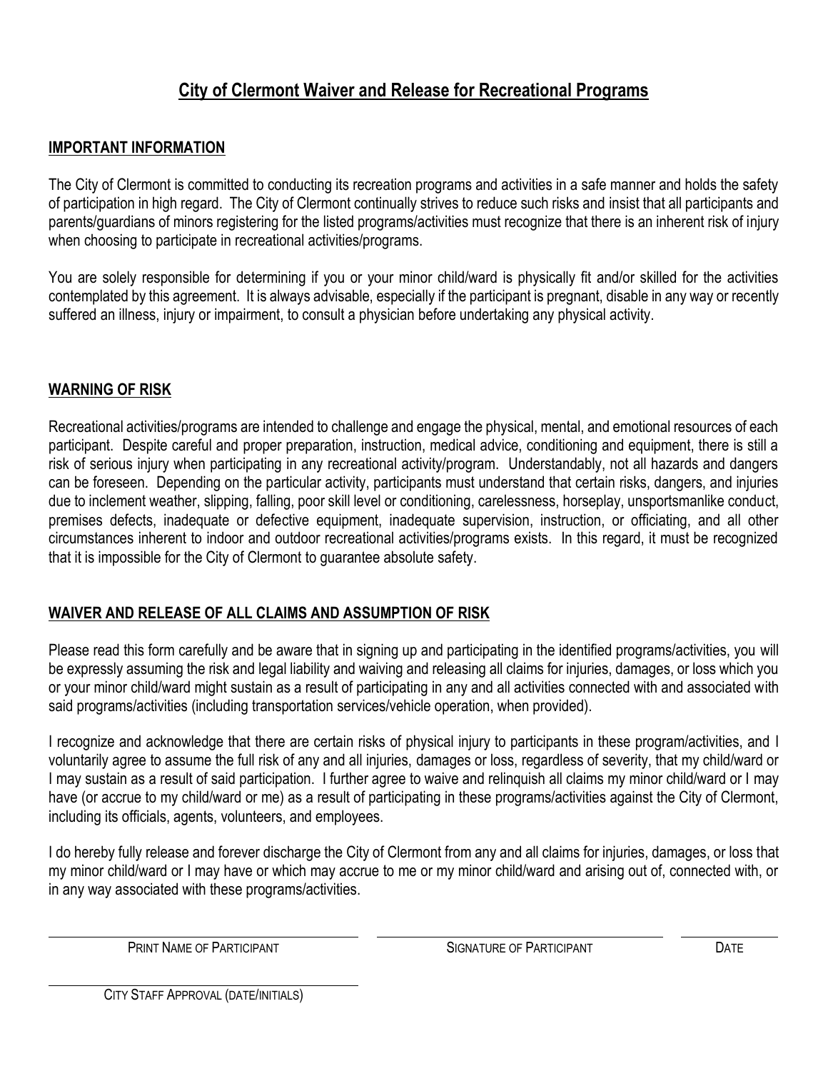# City of Clermont Waiver and Release for Recreational Programs

## IMPORTANT INFORMATION

The City of Clermont is committed to conducting its recreation programs and activities in a safe manner and holds the safety of participation in high regard. The City of Clermont continually strives to reduce such risks and insist that all participants and parents/guardians of minors registering for the listed programs/activities must recognize that there is an inherent risk of injury when choosing to participate in recreational activities/programs.

You are solely responsible for determining if you or your minor child/ward is physically fit and/or skilled for the activities contemplated by this agreement. It is always advisable, especially if the participant is pregnant, disable in any way or recently suffered an illness, injury or impairment, to consult a physician before undertaking any physical activity.

## WARNING OF RISK

Recreational activities/programs are intended to challenge and engage the physical, mental, and emotional resources of each participant. Despite careful and proper preparation, instruction, medical advice, conditioning and equipment, there is still a risk of serious injury when participating in any recreational activity/program. Understandably, not all hazards and dangers can be foreseen. Depending on the particular activity, participants must understand that certain risks, dangers, and injuries due to inclement weather, slipping, falling, poor skill level or conditioning, carelessness, horseplay, unsportsmanlike conduct, premises defects, inadequate or defective equipment, inadequate supervision, instruction, or officiating, and all other circumstances inherent to indoor and outdoor recreational activities/programs exists. In this regard, it must be recognized that it is impossible for the City of Clermont to guarantee absolute safety.

## WAIVER AND RELEASE OF ALL CLAIMS AND ASSUMPTION OF RISK

Please read this form carefully and be aware that in signing up and participating in the identified programs/activities, you will be expressly assuming the risk and legal liability and waiving and releasing all claims for injuries, damages, or loss which you or your minor child/ward might sustain as a result of participating in any and all activities connected with and associated with said programs/activities (including transportation services/vehicle operation, when provided).

I recognize and acknowledge that there are certain risks of physical injury to participants in these program/activities, and I voluntarily agree to assume the full risk of any and all injuries, damages or loss, regardless of severity, that my child/ward or I may sustain as a result of said participation. I further agree to waive and relinquish all claims my minor child/ward or I may have (or accrue to my child/ward or me) as a result of participating in these programs/activities against the City of Clermont, including its officials, agents, volunteers, and employees.

I do hereby fully release and forever discharge the City of Clermont from any and all claims for injuries, damages, or loss that my minor child/ward or I may have or which may accrue to me or my minor child/ward and arising out of, connected with, or in any way associated with these programs/activities.

\_\_\_\_\_\_\_\_\_\_\_\_\_\_\_\_\_\_\_\_\_\_\_\_\_\_\_\_\_\_ PRINT NAME OF PARTICIPANT

\_\_\_\_\_\_\_\_\_\_\_\_\_\_\_\_\_\_\_\_\_\_\_\_\_\_\_\_\_\_ SIGNATURE OF PARTICIPANT

\_\_\_\_\_\_\_\_\_\_ DATE

\_\_\_\_\_\_\_\_\_\_\_\_\_\_\_\_\_\_\_\_\_\_\_\_\_\_\_\_\_\_ CITY STAFF APPROVAL (DATE/INITIALS)